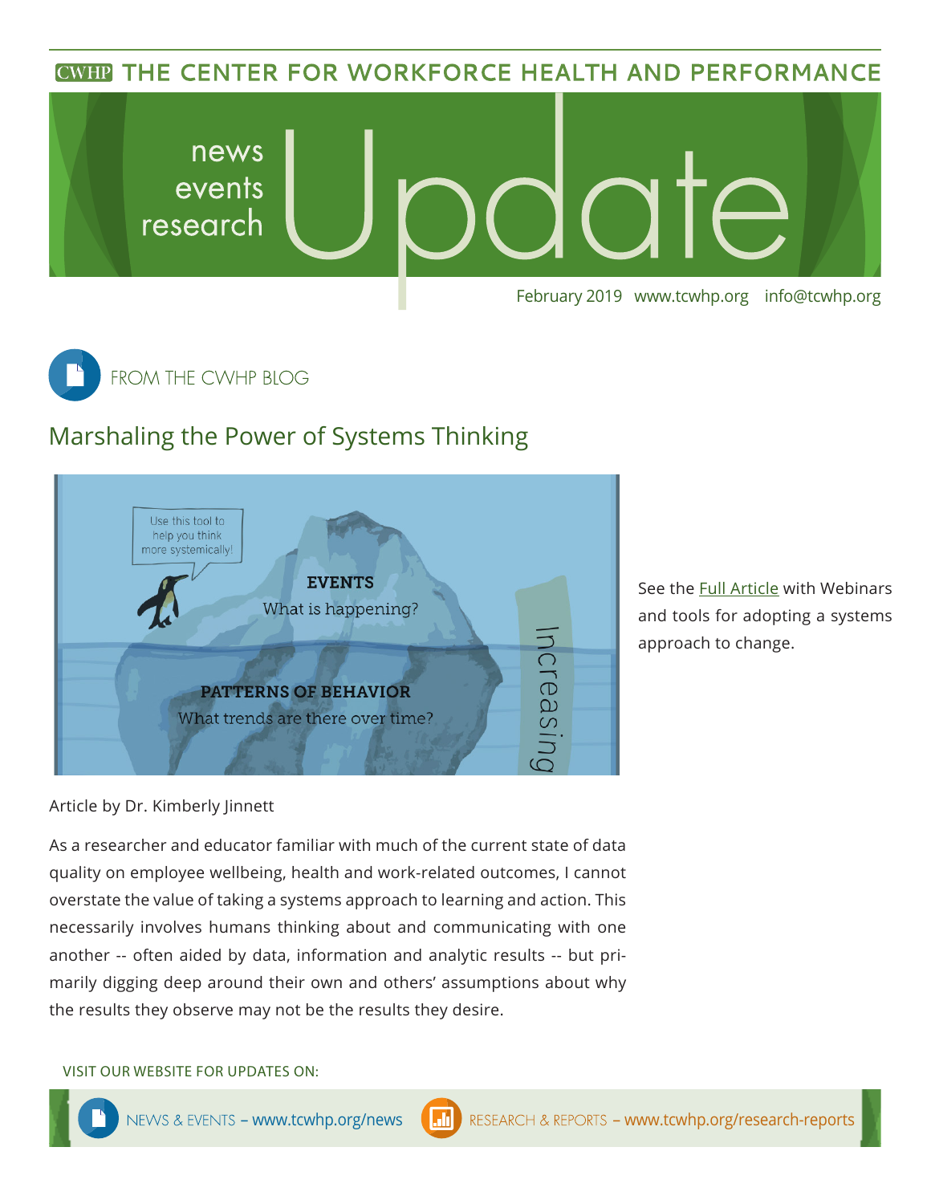# THE CENTER FOR WORKFORCE HEALTH AND PERFORMANCE

## news events research Update

February 2019 www.tcwhp.org info@tcwhp.org

FROM THE CWHP BLOG

## Marshaling the Power of Systems Thinking

Use this tool to help you think more systemically!

**EVENTS**
What is happening?

**PATTERNS OF BEHAVIOR**
What trends are there over time?

Increasing

See the Full Article with Webinars and tools for adopting a systems approach to change.

Article by Dr. Kimberly Jinnett

As a researcher and educator familiar with much of the current state of data quality on employee wellbeing, health and work-related outcomes, I cannot overstate the value of taking a systems approach to learning and action. This necessarily involves humans thinking about and communicating with one another -- often aided by data, information and analytic results -- but primarily digging deep around their own and others' assumptions about why the results they observe may not be the results they desire.

VISIT OUR WEBSITE FOR UPDATES ON:

NEWS & EVENTS – www.tcwhp.org/news

RESEARCH & REPORTS – www.tcwhp.org/research-reports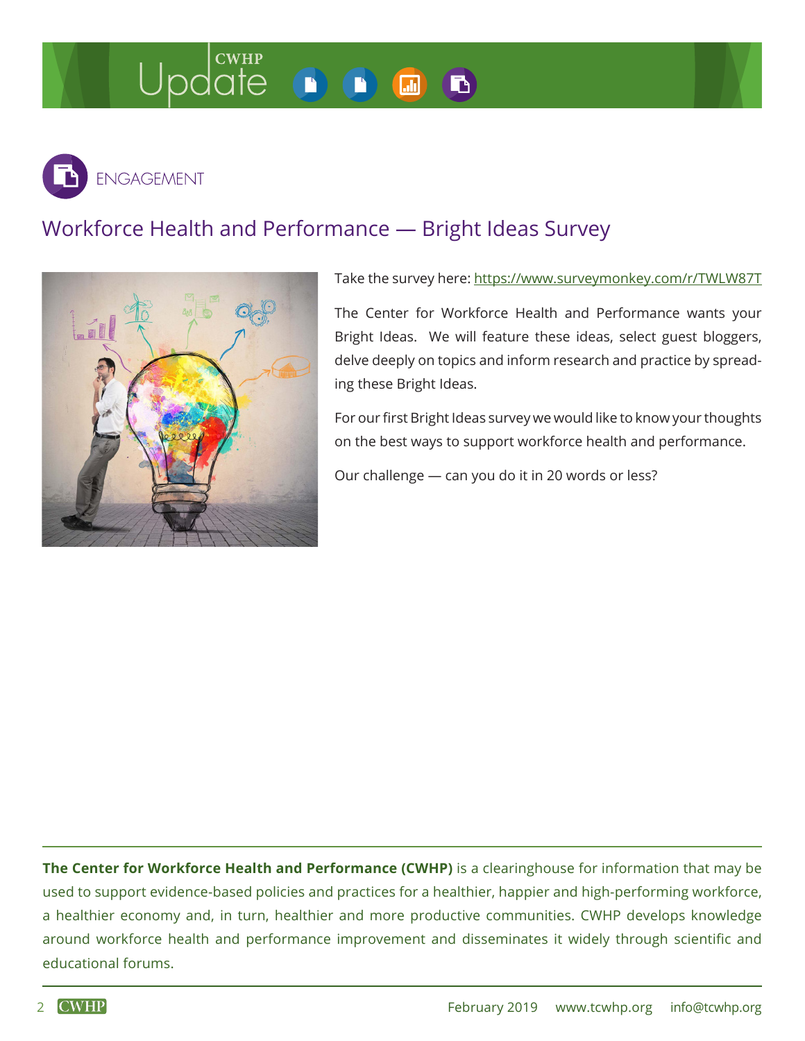## ENGAGEMENT

# Workforce Health and Performance — Bright Ideas Survey

Take the survey here: https://www.surveymonkey.com/r/TWLW87T

The Center for Workforce Health and Performance wants your Bright Ideas. We will feature these ideas, select guest bloggers, delve deeply on topics and inform research and practice by spreading these Bright Ideas.

For our first Bright Ideas survey we would like to know your thoughts on the best ways to support workforce health and performance.

Our challenge — can you do it in 20 words or less?

---

**The Center for Workforce Health and Performance (CWHP)** is a clearinghouse for information that may be used to support evidence-based policies and practices for a healthier, happier and high-performing workforce, a healthier economy and, in turn, healthier and more productive communities. CWHP develops knowledge around workforce health and performance improvement and disseminates it widely through scientific and educational forums.

---

February 2019 www.tcwhp.org info@tcwhp.org